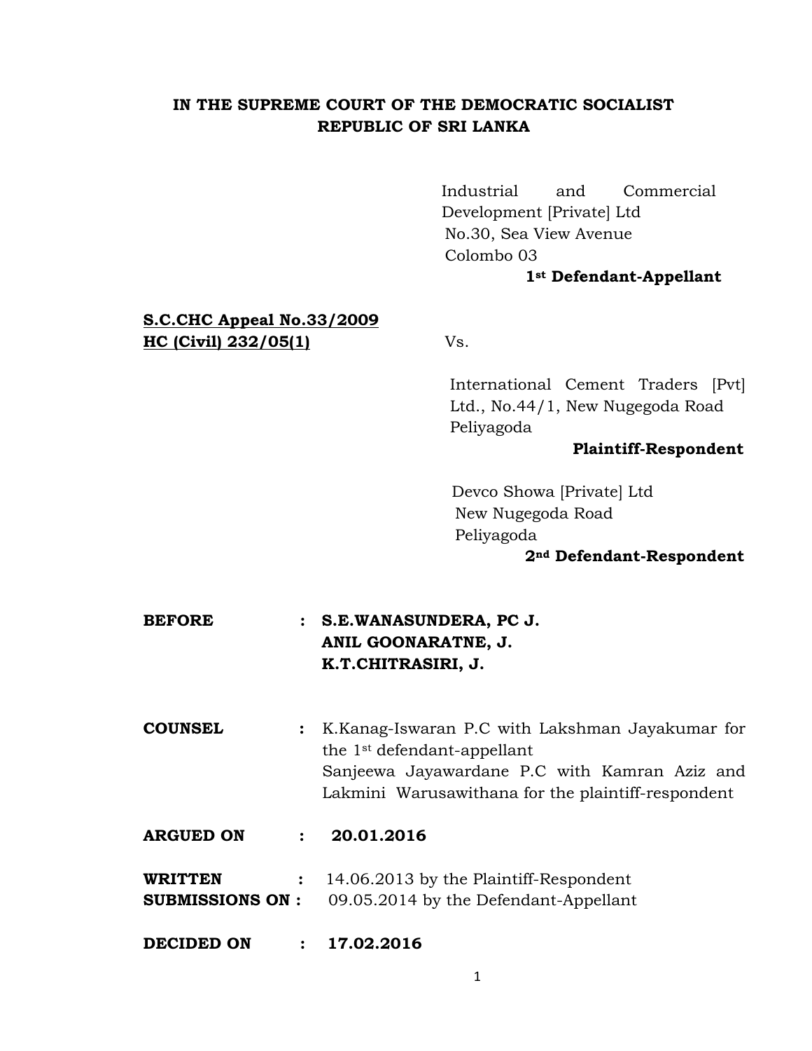**IN THE SUPREME COURT OF THE DEMOCRATIC SOCIALIST REPUBLIC OF SRI LANKA**

Industrial and Commercial Development [Private] Ltd
No.30, Sea View Avenue
Colombo 03
**1st Defendant-Appellant**

**S.C.CHC Appeal No.33/2009**
**HC (Civil) 232/05(1)**

Vs.

International Cement Traders [Pvt] Ltd., No.44/1, New Nugegoda Road
Peliyagoda
**Plaintiff-Respondent**

Devco Showa [Private] Ltd
New Nugegoda Road
Peliyagoda
**2nd Defendant-Respondent**

**BEFORE : S.E.WANASUNDERA, PC J.**
**ANIL GOONARATNE, J.**
**K.T.CHITRASIRI, J.**

**COUNSEL :** K.Kanag-Iswaran P.C with Lakshman Jayakumar for the 1st defendant-appellant
Sanjeewa Jayawardane P.C with Kamran Aziz and Lakmini Warusawithana for the plaintiff-respondent

**ARGUED ON : 20.01.2016**

**WRITTEN SUBMISSIONS ON :** 14.06.2013 by the Plaintiff-Respondent
09.05.2014 by the Defendant-Appellant

**DECIDED ON : 17.02.2016**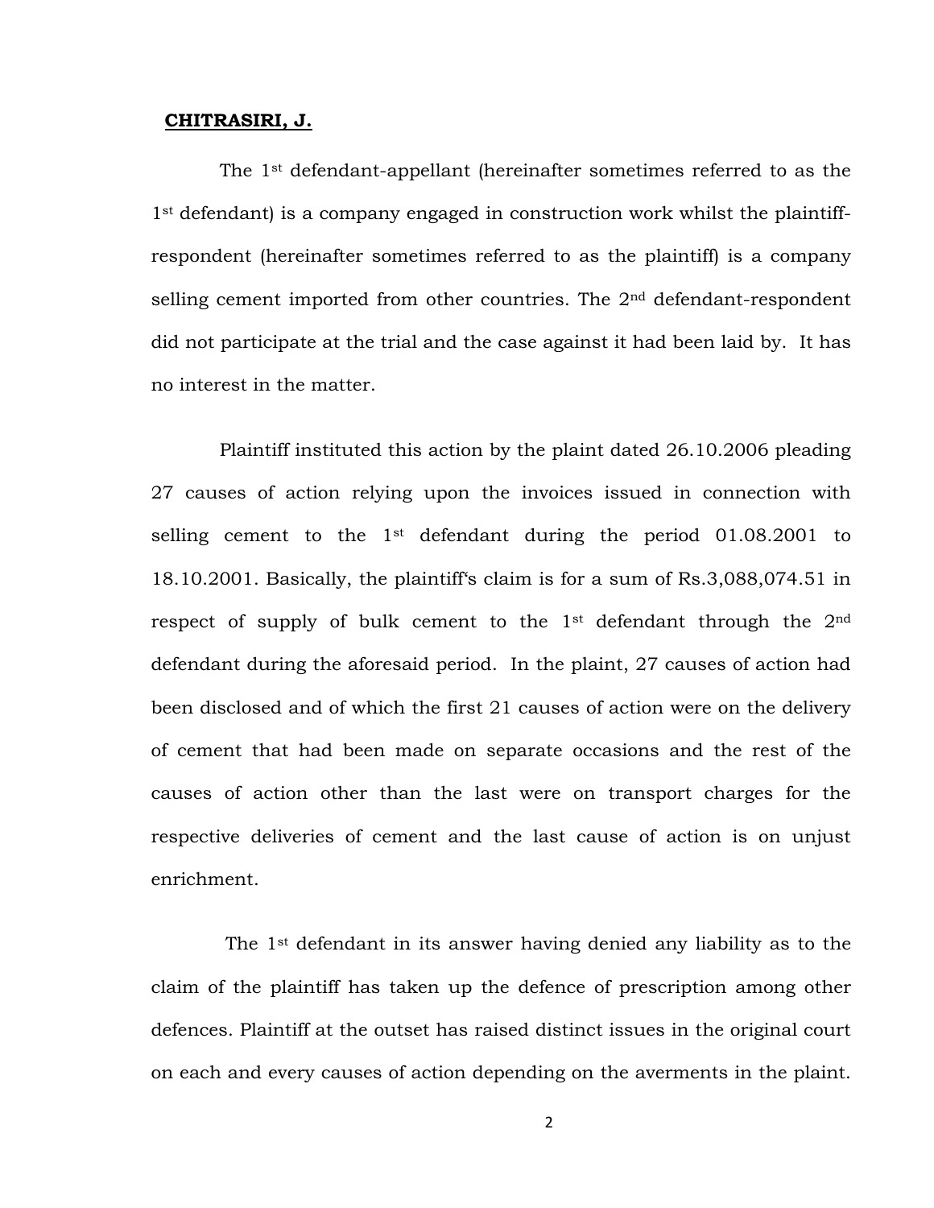**CHITRASIRI, J.**

The 1st defendant-appellant (hereinafter sometimes referred to as the 1st defendant) is a company engaged in construction work whilst the plaintiff-respondent (hereinafter sometimes referred to as the plaintiff) is a company selling cement imported from other countries. The 2nd defendant-respondent did not participate at the trial and the case against it had been laid by. It has no interest in the matter.

Plaintiff instituted this action by the plaint dated 26.10.2006 pleading 27 causes of action relying upon the invoices issued in connection with selling cement to the 1st defendant during the period 01.08.2001 to 18.10.2001. Basically, the plaintiff's claim is for a sum of Rs.3,088,074.51 in respect of supply of bulk cement to the 1st defendant through the 2nd defendant during the aforesaid period. In the plaint, 27 causes of action had been disclosed and of which the first 21 causes of action were on the delivery of cement that had been made on separate occasions and the rest of the causes of action other than the last were on transport charges for the respective deliveries of cement and the last cause of action is on unjust enrichment.

The 1st defendant in its answer having denied any liability as to the claim of the plaintiff has taken up the defence of prescription among other defences. Plaintiff at the outset has raised distinct issues in the original court on each and every causes of action depending on the averments in the plaint.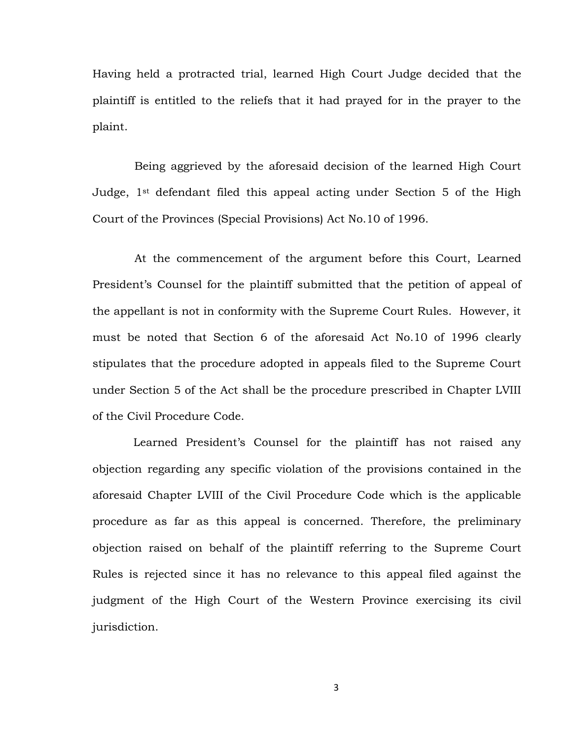Having held a protracted trial, learned High Court Judge decided that the plaintiff is entitled to the reliefs that it had prayed for in the prayer to the plaint.

Being aggrieved by the aforesaid decision of the learned High Court Judge, 1st defendant filed this appeal acting under Section 5 of the High Court of the Provinces (Special Provisions) Act No.10 of 1996.

At the commencement of the argument before this Court, Learned President's Counsel for the plaintiff submitted that the petition of appeal of the appellant is not in conformity with the Supreme Court Rules. However, it must be noted that Section 6 of the aforesaid Act No.10 of 1996 clearly stipulates that the procedure adopted in appeals filed to the Supreme Court under Section 5 of the Act shall be the procedure prescribed in Chapter LVIII of the Civil Procedure Code.

Learned President's Counsel for the plaintiff has not raised any objection regarding any specific violation of the provisions contained in the aforesaid Chapter LVIII of the Civil Procedure Code which is the applicable procedure as far as this appeal is concerned. Therefore, the preliminary objection raised on behalf of the plaintiff referring to the Supreme Court Rules is rejected since it has no relevance to this appeal filed against the judgment of the High Court of the Western Province exercising its civil jurisdiction.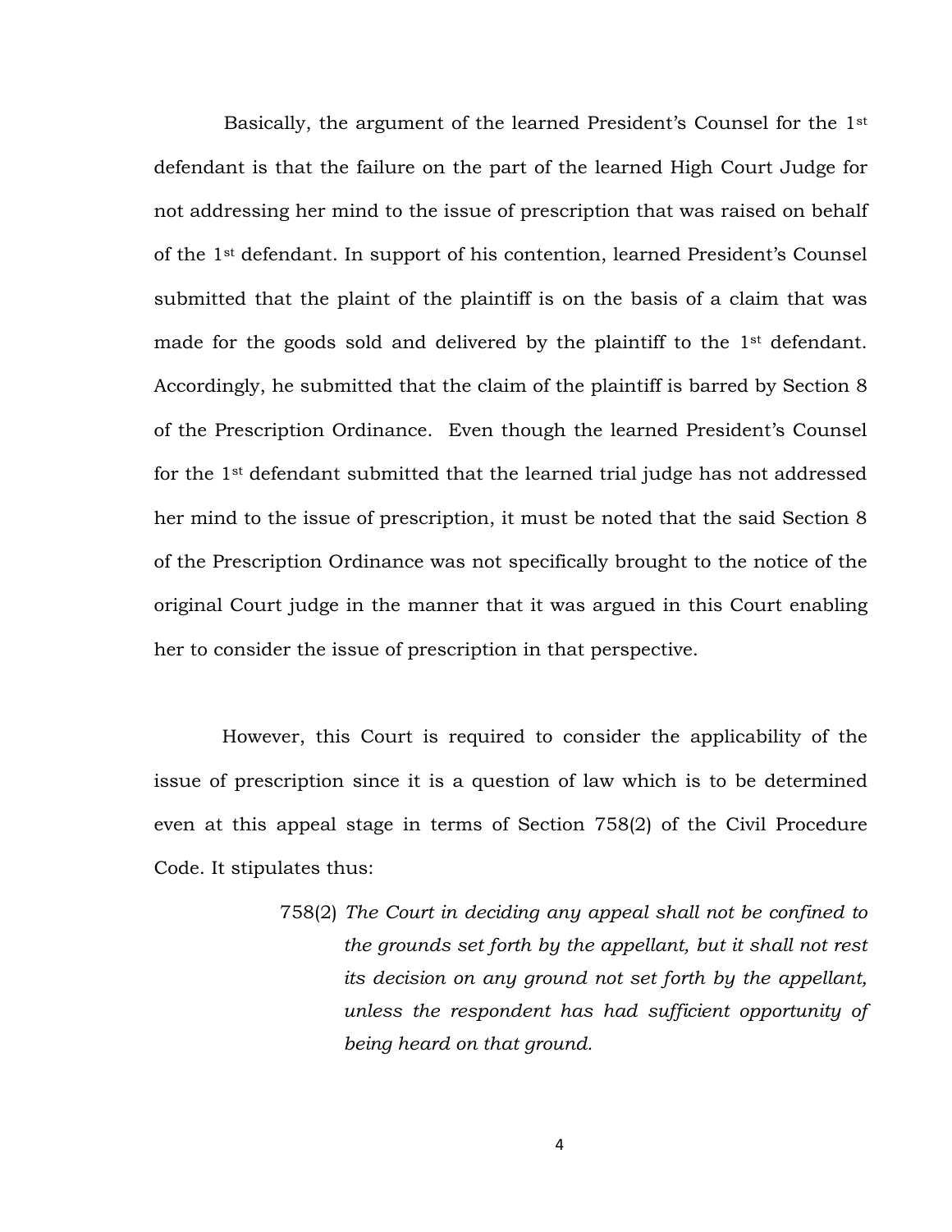Basically, the argument of the learned President's Counsel for the 1st defendant is that the failure on the part of the learned High Court Judge for not addressing her mind to the issue of prescription that was raised on behalf of the 1st defendant. In support of his contention, learned President's Counsel submitted that the plaint of the plaintiff is on the basis of a claim that was made for the goods sold and delivered by the plaintiff to the 1st defendant. Accordingly, he submitted that the claim of the plaintiff is barred by Section 8 of the Prescription Ordinance. Even though the learned President's Counsel for the 1st defendant submitted that the learned trial judge has not addressed her mind to the issue of prescription, it must be noted that the said Section 8 of the Prescription Ordinance was not specifically brought to the notice of the original Court judge in the manner that it was argued in this Court enabling her to consider the issue of prescription in that perspective.

However, this Court is required to consider the applicability of the issue of prescription since it is a question of law which is to be determined even at this appeal stage in terms of Section 758(2) of the Civil Procedure Code. It stipulates thus:

> 758(2) *The Court in deciding any appeal shall not be confined to the grounds set forth by the appellant, but it shall not rest its decision on any ground not set forth by the appellant, unless the respondent has had sufficient opportunity of being heard on that ground.*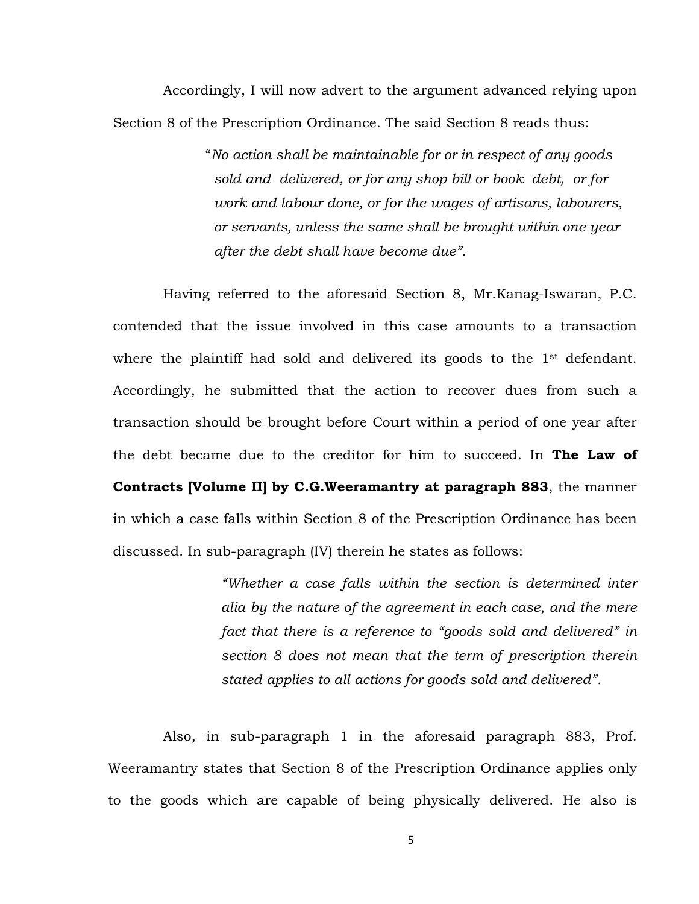Accordingly, I will now advert to the argument advanced relying upon Section 8 of the Prescription Ordinance. The said Section 8 reads thus:

> "*No action shall be maintainable for or in respect of any goods sold and delivered, or for any shop bill or book debt, or for work and labour done, or for the wages of artisans, labourers, or servants, unless the same shall be brought within one year after the debt shall have become due".*

Having referred to the aforesaid Section 8, Mr.Kanag-Iswaran, P.C. contended that the issue involved in this case amounts to a transaction where the plaintiff had sold and delivered its goods to the 1st defendant. Accordingly, he submitted that the action to recover dues from such a transaction should be brought before Court within a period of one year after the debt became due to the creditor for him to succeed. In **The Law of Contracts [Volume II] by C.G.Weeramantry at paragraph 883**, the manner in which a case falls within Section 8 of the Prescription Ordinance has been discussed. In sub-paragraph (IV) therein he states as follows:

> *"Whether a case falls within the section is determined inter alia by the nature of the agreement in each case, and the mere fact that there is a reference to "goods sold and delivered" in section 8 does not mean that the term of prescription therein stated applies to all actions for goods sold and delivered".*

Also, in sub-paragraph 1 in the aforesaid paragraph 883, Prof. Weeramantry states that Section 8 of the Prescription Ordinance applies only to the goods which are capable of being physically delivered. He also is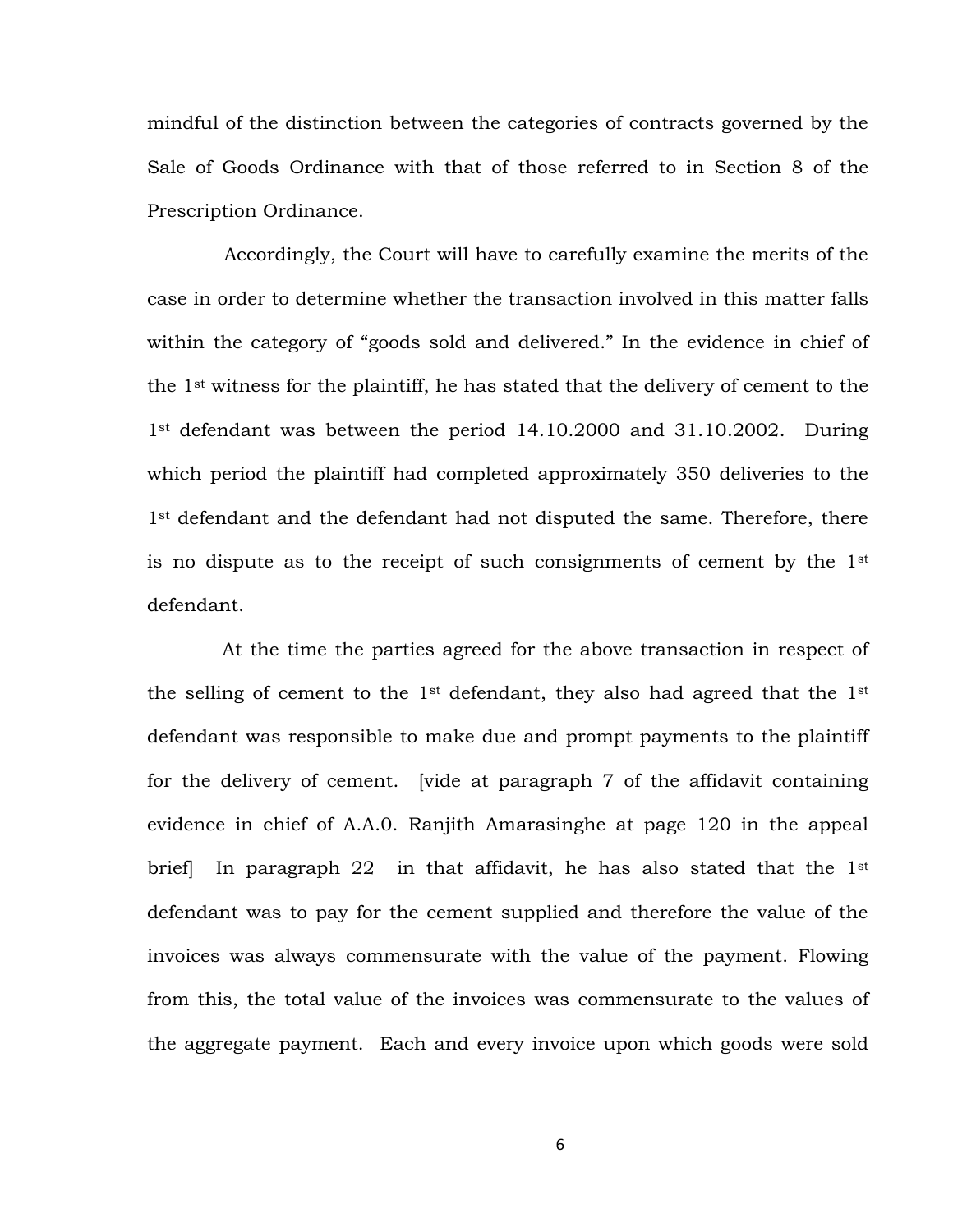mindful of the distinction between the categories of contracts governed by the Sale of Goods Ordinance with that of those referred to in Section 8 of the Prescription Ordinance.

Accordingly, the Court will have to carefully examine the merits of the case in order to determine whether the transaction involved in this matter falls within the category of "goods sold and delivered." In the evidence in chief of the 1st witness for the plaintiff, he has stated that the delivery of cement to the 1st defendant was between the period 14.10.2000 and 31.10.2002. During which period the plaintiff had completed approximately 350 deliveries to the 1st defendant and the defendant had not disputed the same. Therefore, there is no dispute as to the receipt of such consignments of cement by the 1st defendant.

At the time the parties agreed for the above transaction in respect of the selling of cement to the 1st defendant, they also had agreed that the 1st defendant was responsible to make due and prompt payments to the plaintiff for the delivery of cement. [vide at paragraph 7 of the affidavit containing evidence in chief of A.A.0. Ranjith Amarasinghe at page 120 in the appeal brief] In paragraph 22 in that affidavit, he has also stated that the 1st defendant was to pay for the cement supplied and therefore the value of the invoices was always commensurate with the value of the payment. Flowing from this, the total value of the invoices was commensurate to the values of the aggregate payment. Each and every invoice upon which goods were sold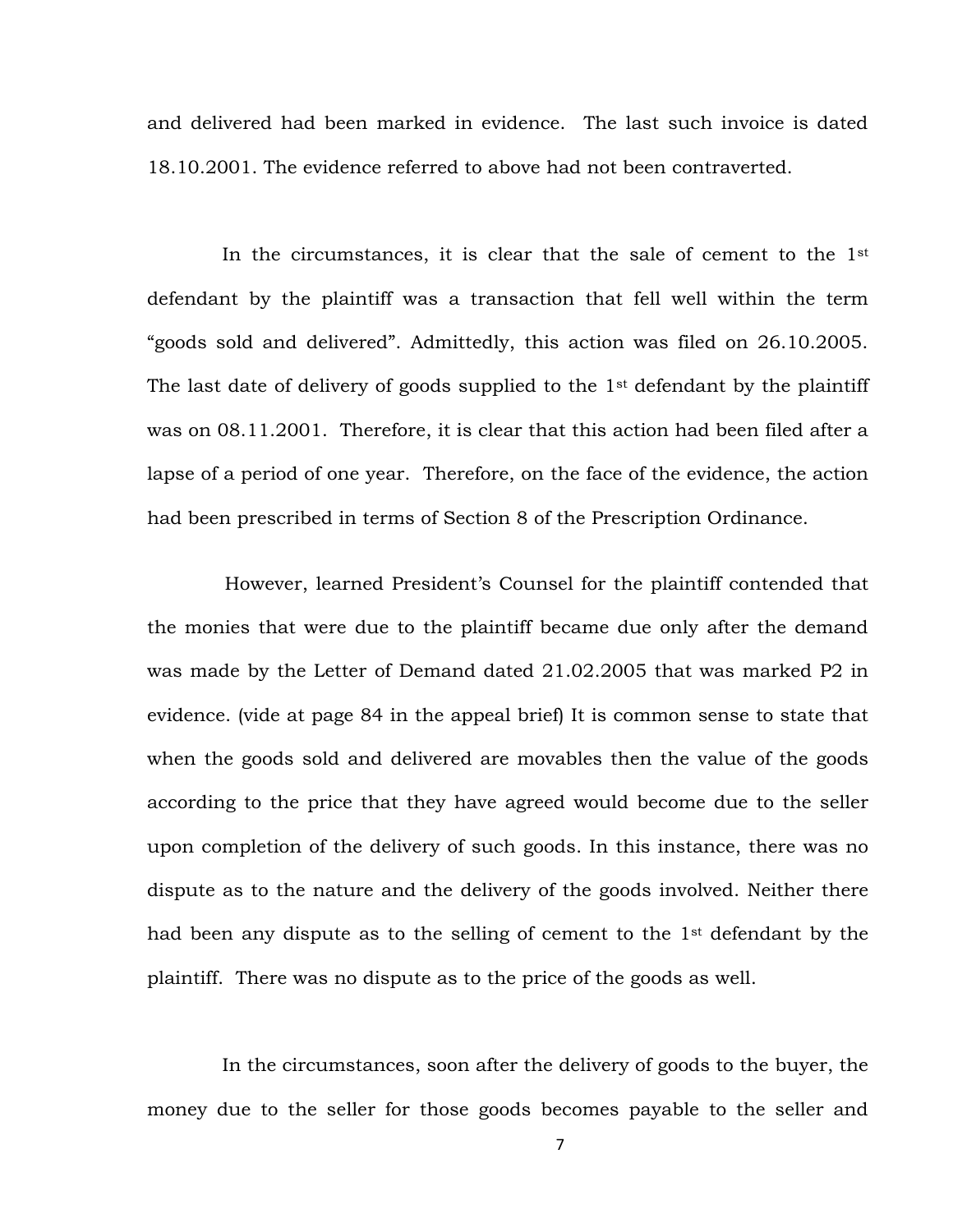and delivered had been marked in evidence. The last such invoice is dated 18.10.2001. The evidence referred to above had not been contraverted.

In the circumstances, it is clear that the sale of cement to the 1st defendant by the plaintiff was a transaction that fell well within the term "goods sold and delivered". Admittedly, this action was filed on 26.10.2005. The last date of delivery of goods supplied to the 1st defendant by the plaintiff was on 08.11.2001. Therefore, it is clear that this action had been filed after a lapse of a period of one year. Therefore, on the face of the evidence, the action had been prescribed in terms of Section 8 of the Prescription Ordinance.

However, learned President's Counsel for the plaintiff contended that the monies that were due to the plaintiff became due only after the demand was made by the Letter of Demand dated 21.02.2005 that was marked P2 in evidence. (vide at page 84 in the appeal brief) It is common sense to state that when the goods sold and delivered are movables then the value of the goods according to the price that they have agreed would become due to the seller upon completion of the delivery of such goods. In this instance, there was no dispute as to the nature and the delivery of the goods involved. Neither there had been any dispute as to the selling of cement to the 1st defendant by the plaintiff. There was no dispute as to the price of the goods as well.

In the circumstances, soon after the delivery of goods to the buyer, the money due to the seller for those goods becomes payable to the seller and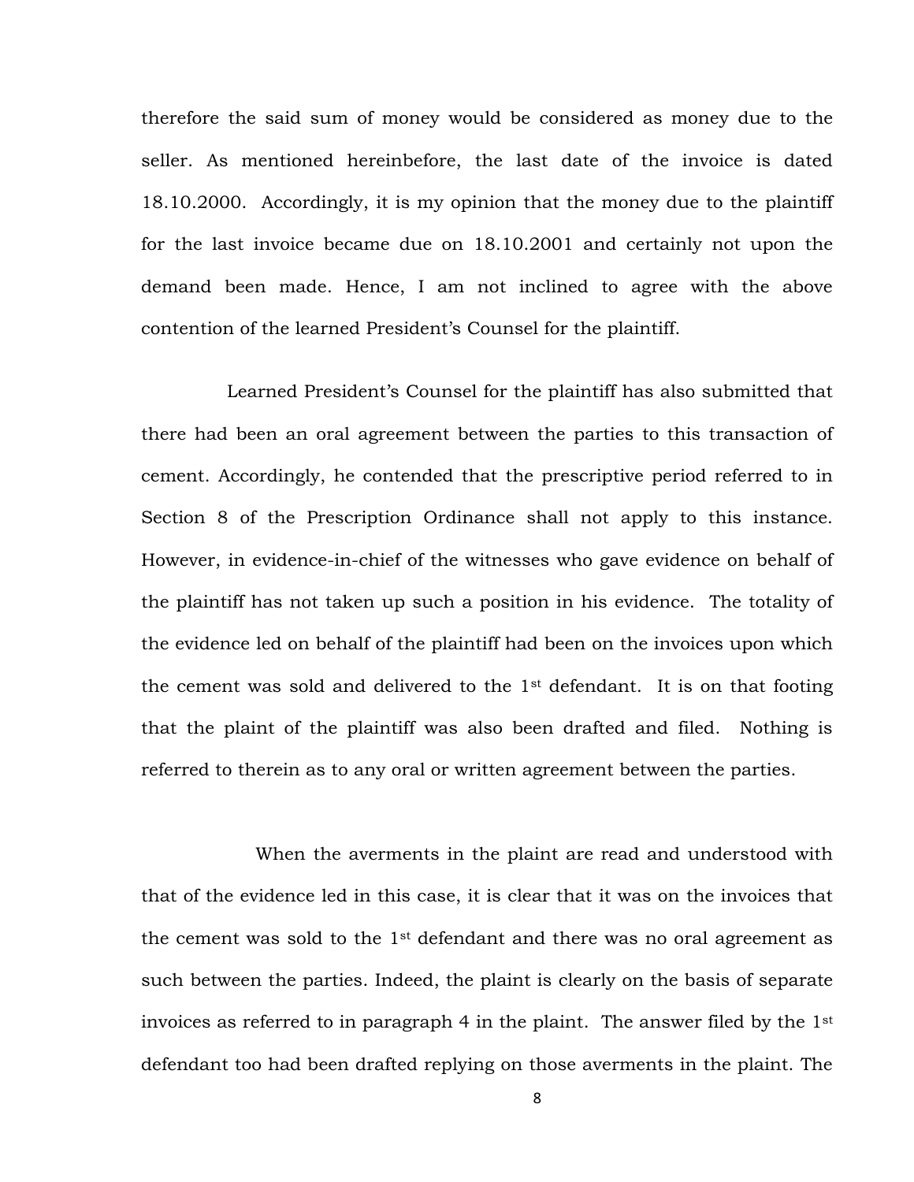therefore the said sum of money would be considered as money due to the seller. As mentioned hereinbefore, the last date of the invoice is dated 18.10.2000. Accordingly, it is my opinion that the money due to the plaintiff for the last invoice became due on 18.10.2001 and certainly not upon the demand been made. Hence, I am not inclined to agree with the above contention of the learned President's Counsel for the plaintiff.

Learned President's Counsel for the plaintiff has also submitted that there had been an oral agreement between the parties to this transaction of cement. Accordingly, he contended that the prescriptive period referred to in Section 8 of the Prescription Ordinance shall not apply to this instance. However, in evidence-in-chief of the witnesses who gave evidence on behalf of the plaintiff has not taken up such a position in his evidence. The totality of the evidence led on behalf of the plaintiff had been on the invoices upon which the cement was sold and delivered to the 1st defendant. It is on that footing that the plaint of the plaintiff was also been drafted and filed. Nothing is referred to therein as to any oral or written agreement between the parties.

When the averments in the plaint are read and understood with that of the evidence led in this case, it is clear that it was on the invoices that the cement was sold to the 1st defendant and there was no oral agreement as such between the parties. Indeed, the plaint is clearly on the basis of separate invoices as referred to in paragraph 4 in the plaint. The answer filed by the 1st defendant too had been drafted replying on those averments in the plaint. The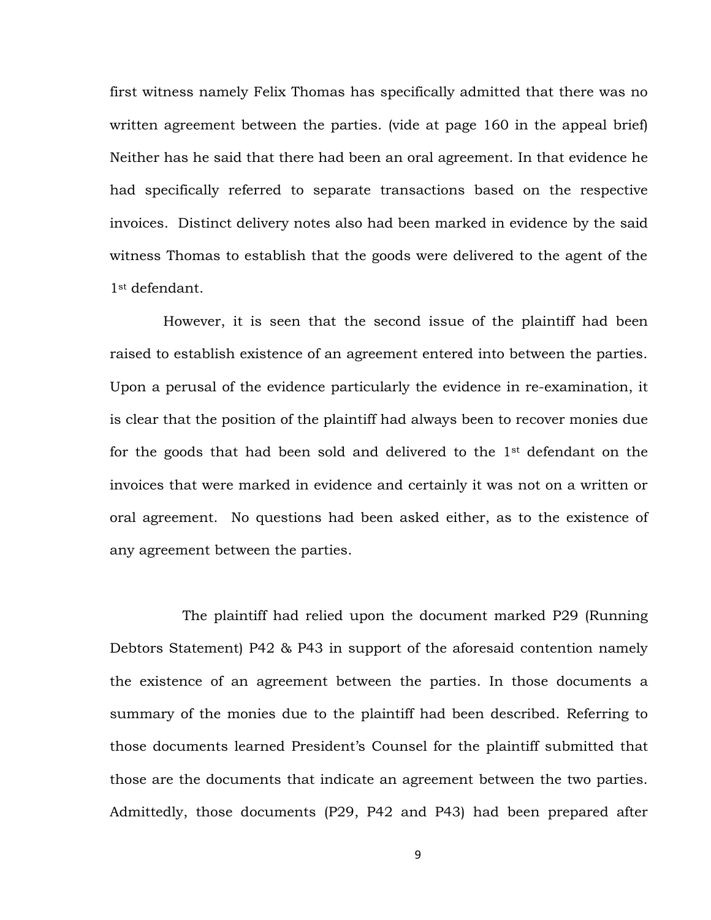first witness namely Felix Thomas has specifically admitted that there was no written agreement between the parties. (vide at page 160 in the appeal brief) Neither has he said that there had been an oral agreement. In that evidence he had specifically referred to separate transactions based on the respective invoices. Distinct delivery notes also had been marked in evidence by the said witness Thomas to establish that the goods were delivered to the agent of the 1st defendant.

However, it is seen that the second issue of the plaintiff had been raised to establish existence of an agreement entered into between the parties. Upon a perusal of the evidence particularly the evidence in re-examination, it is clear that the position of the plaintiff had always been to recover monies due for the goods that had been sold and delivered to the 1st defendant on the invoices that were marked in evidence and certainly it was not on a written or oral agreement. No questions had been asked either, as to the existence of any agreement between the parties.

The plaintiff had relied upon the document marked P29 (Running Debtors Statement) P42 & P43 in support of the aforesaid contention namely the existence of an agreement between the parties. In those documents a summary of the monies due to the plaintiff had been described. Referring to those documents learned President's Counsel for the plaintiff submitted that those are the documents that indicate an agreement between the two parties. Admittedly, those documents (P29, P42 and P43) had been prepared after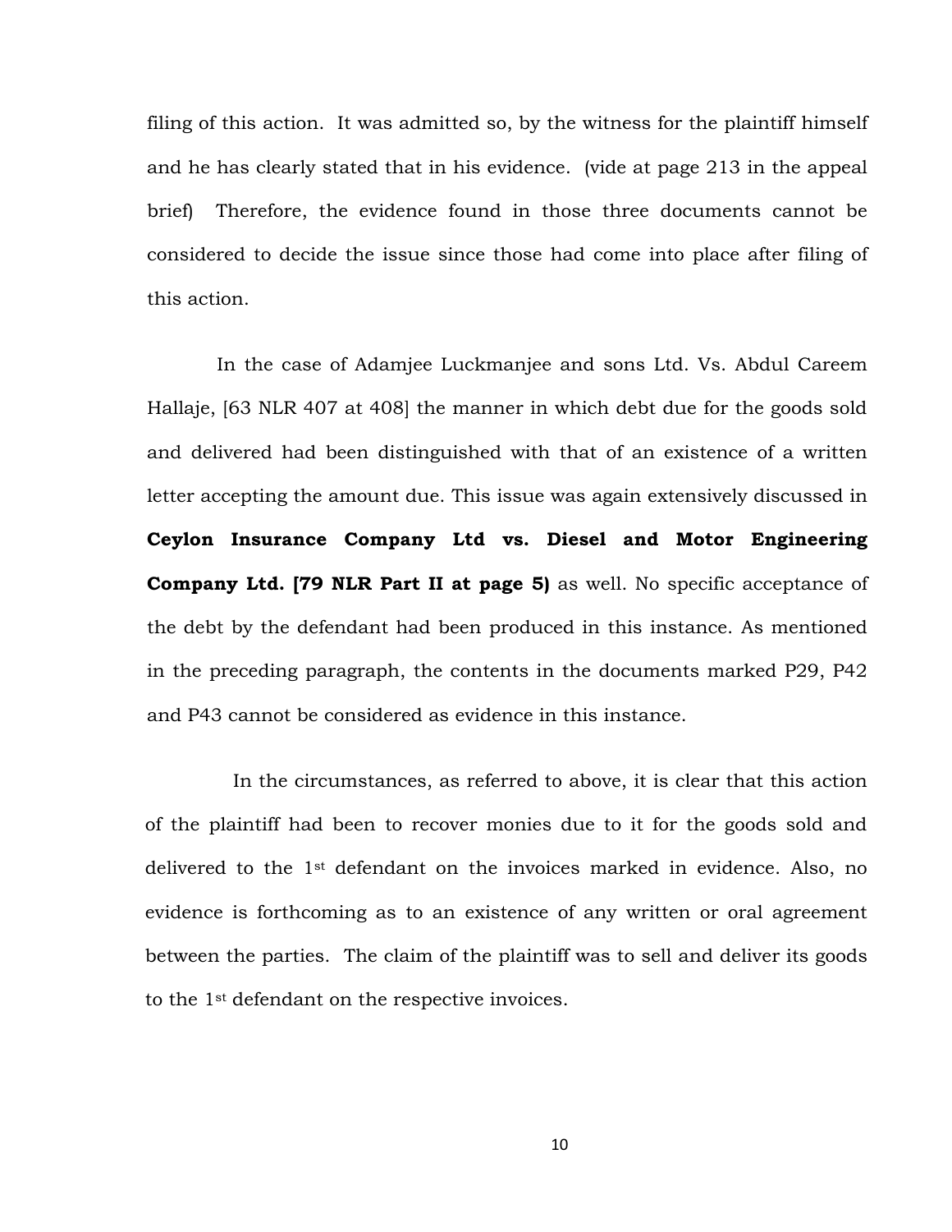filing of this action. It was admitted so, by the witness for the plaintiff himself and he has clearly stated that in his evidence. (vide at page 213 in the appeal brief) Therefore, the evidence found in those three documents cannot be considered to decide the issue since those had come into place after filing of this action.

In the case of Adamjee Luckmanjee and sons Ltd. Vs. Abdul Careem Hallaje, [63 NLR 407 at 408] the manner in which debt due for the goods sold and delivered had been distinguished with that of an existence of a written letter accepting the amount due. This issue was again extensively discussed in **Ceylon Insurance Company Ltd vs. Diesel and Motor Engineering Company Ltd. [79 NLR Part II at page 5)** as well. No specific acceptance of the debt by the defendant had been produced in this instance. As mentioned in the preceding paragraph, the contents in the documents marked P29, P42 and P43 cannot be considered as evidence in this instance.

In the circumstances, as referred to above, it is clear that this action of the plaintiff had been to recover monies due to it for the goods sold and delivered to the 1st defendant on the invoices marked in evidence. Also, no evidence is forthcoming as to an existence of any written or oral agreement between the parties. The claim of the plaintiff was to sell and deliver its goods to the 1st defendant on the respective invoices.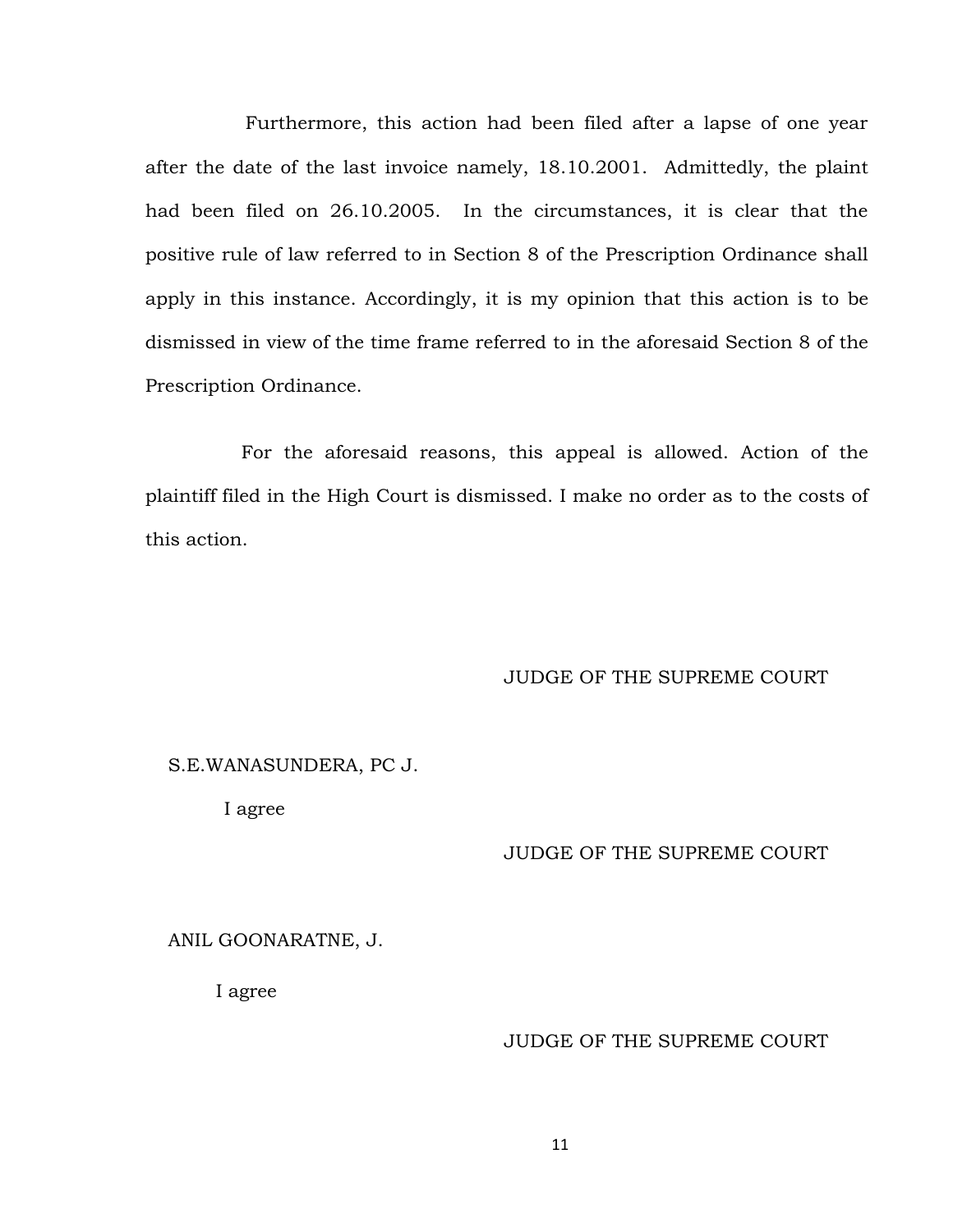Furthermore, this action had been filed after a lapse of one year after the date of the last invoice namely, 18.10.2001. Admittedly, the plaint had been filed on 26.10.2005. In the circumstances, it is clear that the positive rule of law referred to in Section 8 of the Prescription Ordinance shall apply in this instance. Accordingly, it is my opinion that this action is to be dismissed in view of the time frame referred to in the aforesaid Section 8 of the Prescription Ordinance.

For the aforesaid reasons, this appeal is allowed. Action of the plaintiff filed in the High Court is dismissed. I make no order as to the costs of this action.

JUDGE OF THE SUPREME COURT

S.E.WANASUNDERA, PC J.

I agree

JUDGE OF THE SUPREME COURT

ANIL GOONARATNE, J.

I agree

JUDGE OF THE SUPREME COURT